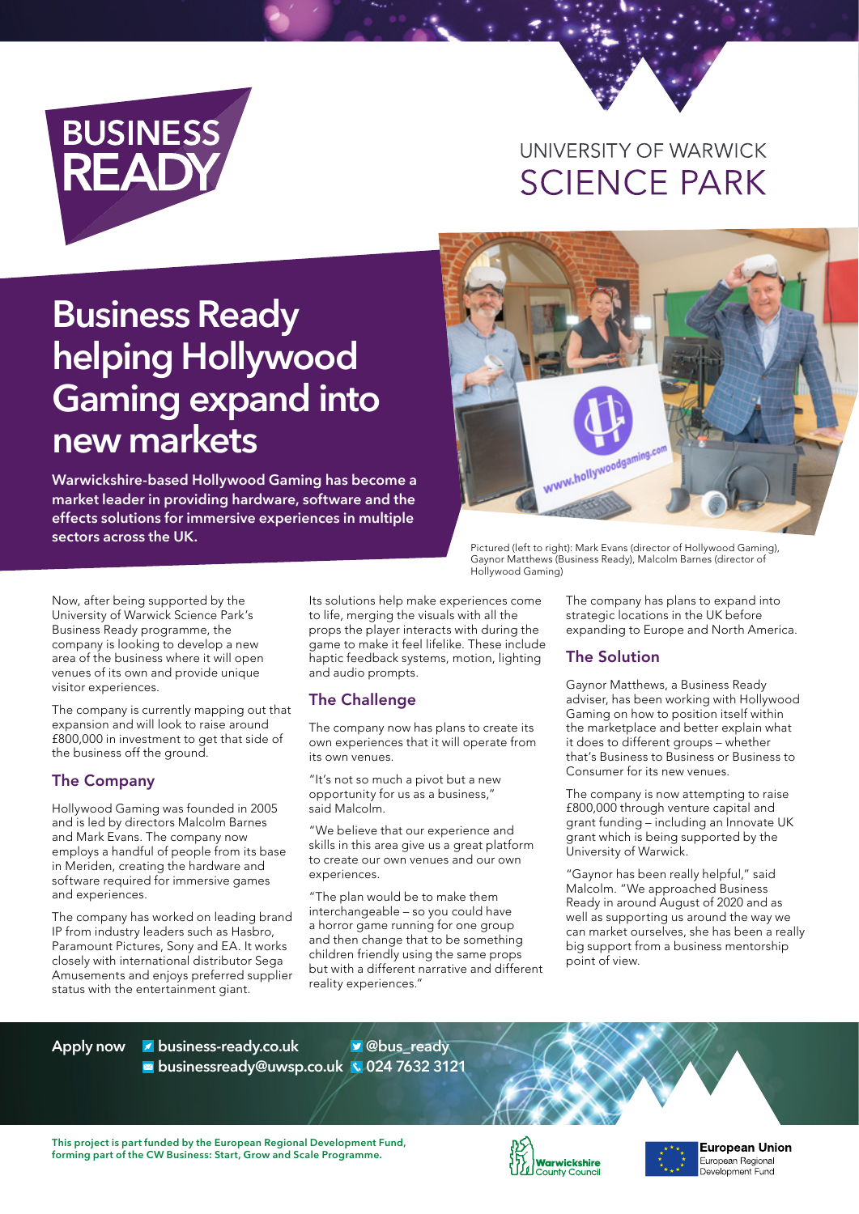BUSINESS READY

UNIVERSITY OF WARWICK SCIENCE PARK

# Business Ready helping Hollywood Gaming expand into new markets

**Warwickshire-based Hollywood Gaming has become a market leader in providing hardware, software and the effects solutions for immersive experiences in multiple sectors across the UK.**

Pictured (left to right): Mark Evans (director of Hollywood Gaming), Gaynor Matthews (Business Ready), Malcolm Barnes (director of Hollywood Gaming)

Now, after being supported by the University of Warwick Science Park's Business Ready programme, the company is looking to develop a new area of the business where it will open venues of its own and provide unique visitor experiences.

The company is currently mapping out that expansion and will look to raise around £800,000 in investment to get that side of the business off the ground.

## The Company

Hollywood Gaming was founded in 2005 and is led by directors Malcolm Barnes and Mark Evans. The company now employs a handful of people from its base in Meriden, creating the hardware and software required for immersive games and experiences.

The company has worked on leading brand IP from industry leaders such as Hasbro, Paramount Pictures, Sony and EA. It works closely with international distributor Sega Amusements and enjoys preferred supplier status with the entertainment giant.

Its solutions help make experiences come to life, merging the visuals with all the props the player interacts with during the game to make it feel lifelike. These include haptic feedback systems, motion, lighting and audio prompts.

## The Challenge

The company now has plans to create its own experiences that it will operate from its own venues.

"It's not so much a pivot but a new opportunity for us as a business," said Malcolm.

"We believe that our experience and skills in this area give us a great platform to create our own venues and our own experiences.

"The plan would be to make them interchangeable – so you could have a horror game running for one group and then change that to be something children friendly using the same props but with a different narrative and different reality experiences."

The company has plans to expand into strategic locations in the UK before expanding to Europe and North America.

## The Solution

Gaynor Matthews, a Business Ready adviser, has been working with Hollywood Gaming on how to position itself within the marketplace and better explain what it does to different groups – whether that's Business to Business or Business to Consumer for its new venues.

The company is now attempting to raise £800,000 through venture capital and grant funding – including an Innovate UK grant which is being supported by the University of Warwick.

"Gaynor has been really helpful," said Malcolm. "We approached Business Ready in around August of 2020 and as well as supporting us around the way we can market ourselves, she has been a really big support from a business mentorship point of view.

Apply now business-ready.co.uk @bus_ready businessready@uwsp.co.uk 024 7632 3121

This project is part funded by the European Regional Development Fund, forming part of the CW Business: Start, Grow and Scale Programme.

Warwickshire County Council

European Union European Regional Development Fund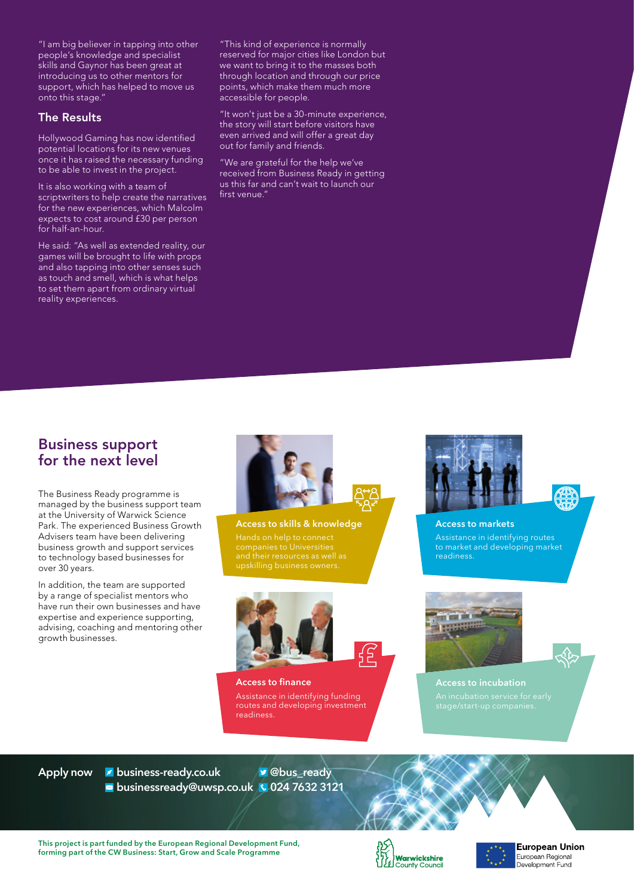"I am big believer in tapping into other people's knowledge and specialist skills and Gaynor has been great at introducing us to other mentors for support, which has helped to move us onto this stage."

## The Results

Hollywood Gaming has now identified potential locations for its new venues once it has raised the necessary funding to be able to invest in the project.

It is also working with a team of scriptwriters to help create the narratives for the new experiences, which Malcolm expects to cost around £30 per person for half-an-hour.

He said: "As well as extended reality, our games will be brought to life with props and also tapping into other senses such as touch and smell, which is what helps to set them apart from ordinary virtual reality experiences.

"This kind of experience is normally reserved for major cities like London but we want to bring it to the masses both through location and through our price points, which make them much more accessible for people.

"It won't just be a 30-minute experience, the story will start before visitors have even arrived and will offer a great day out for family and friends.

"We are grateful for the help we've received from Business Ready in getting us this far and can't wait to launch our first venue."

## Business support for the next level

The Business Ready programme is managed by the business support team at the University of Warwick Science Park. The experienced Business Growth Advisers team have been delivering business growth and support services to technology based businesses for over 30 years.

In addition, the team are supported by a range of specialist mentors who have run their own businesses and have expertise and experience supporting, advising, coaching and mentoring other growth businesses.

### Access to skills & knowledge

Hands on help to connect companies to Universities and their resources as well as upskilling business owners.

### Access to markets

Assistance in identifying routes to market and developing market readiness.

### Access to finance

Assistance in identifying funding routes and developing investment readiness.

### Access to incubation

An incubation service for early stage/start-up companies.

**Apply now** business-ready.co.uk @bus_ready businessready@uwsp.co.uk 024 7632 3121

**This project is part funded by the European Regional Development Fund, forming part of the CW Business: Start, Grow and Scale Programme**

Warwickshire County Council

European Union European Regional Development Fund